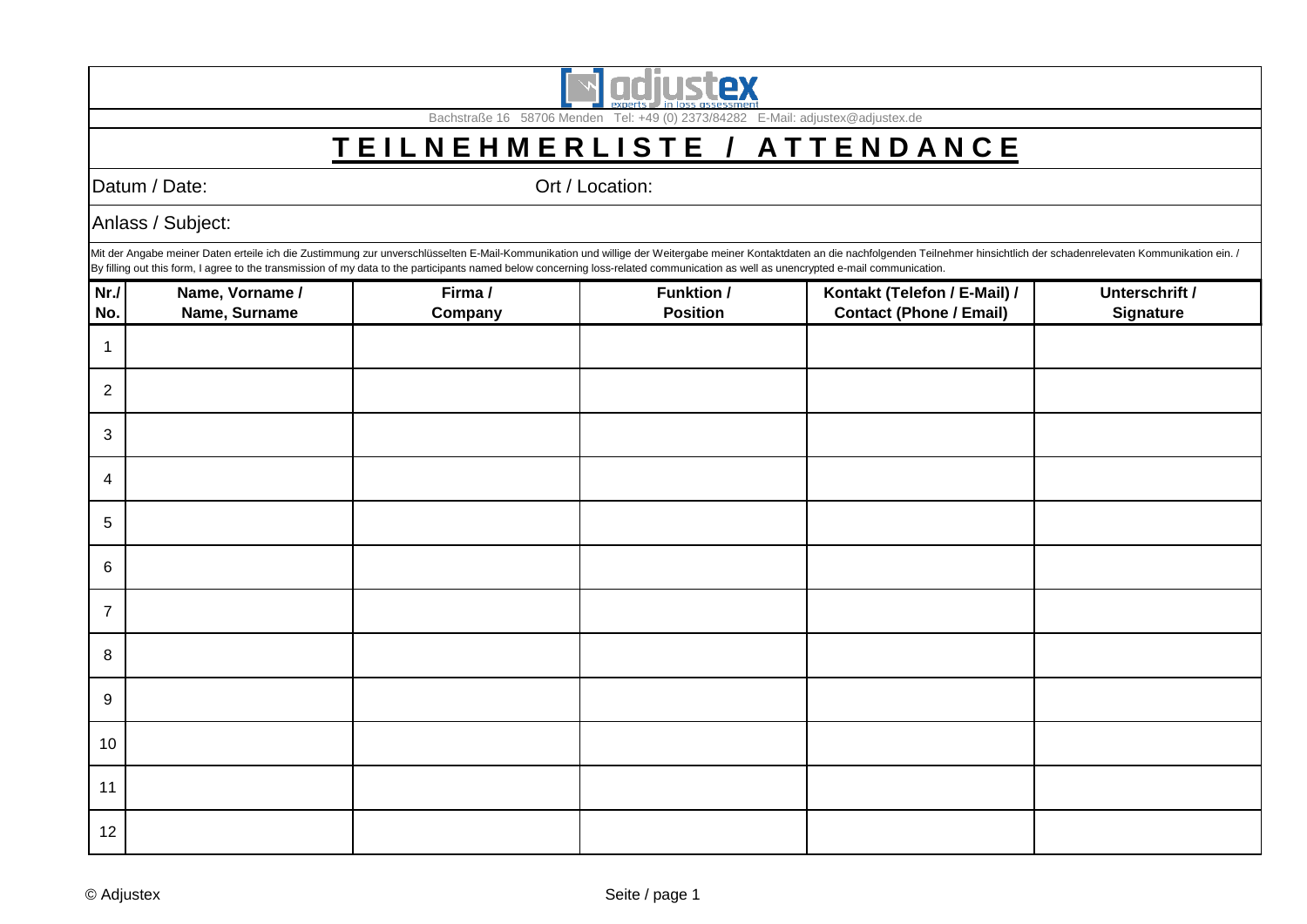adjustex experts in loss assessment

Bachstraße 16 58706 Menden Tel: +49 (0) 2373/84282 E-Mail: adjustex@adjustex.de

# TEILNEHMERLISTE / ATTENDANCE

Datum / Date: Ort / Location:

Anlass / Subject:

Mit der Angabe meiner Daten erteile ich die Zustimmung zur unverschlüsselten E-Mail-Kommunikation und willige der Weitergabe meiner Kontaktdaten an die nachfolgenden Teilnehmer hinsichtlich der schadenrelevaten Kommunikation ein. / By filling out this form, I agree to the transmission of my data to the participants named below concerning loss-related communication as well as unencrypted e-mail communication.

| Nr./ No. | Name, Vorname / Name, Surname | Firma / Company | Funktion / Position | Kontakt (Telefon / E-Mail) / Contact (Phone / Email) | Unterschrift / Signature |
|---|---|---|---|---|---|
| 1 | | | | | |
| 2 | | | | | |
| 3 | | | | | |
| 4 | | | | | |
| 5 | | | | | |
| 6 | | | | | |
| 7 | | | | | |
| 8 | | | | | |
| 9 | | | | | |
| 10 | | | | | |
| 11 | | | | | |
| 12 | | | | | |

© Adjustex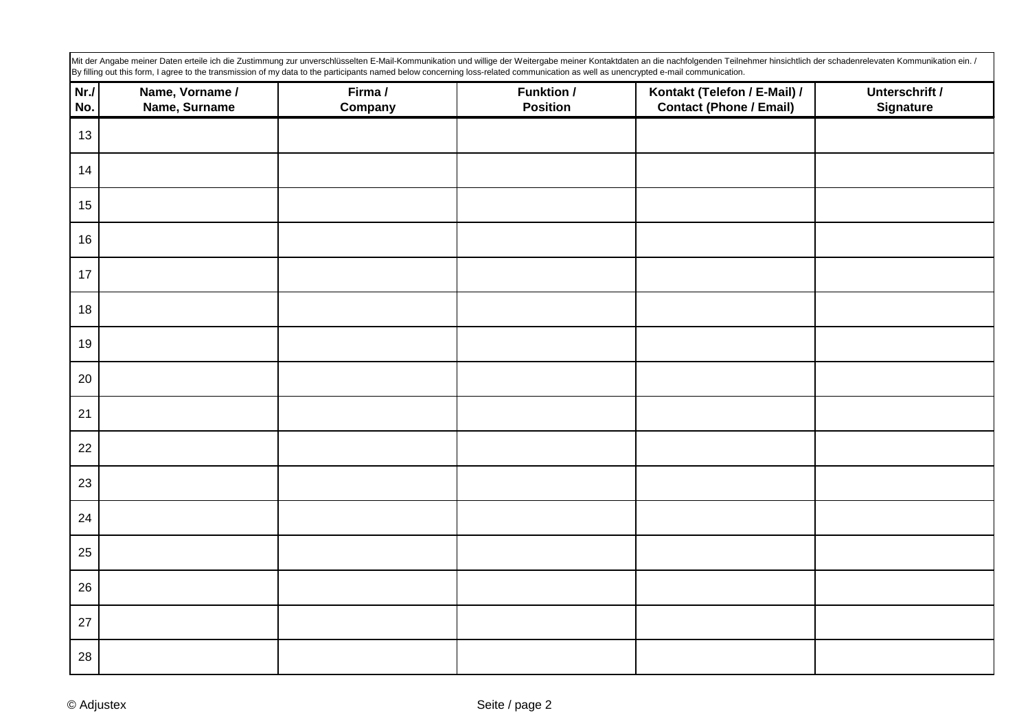Mit der Angabe meiner Daten erteile ich die Zustimmung zur unverschlüsselten E-Mail-Kommunikation und willige der Weitergabe meiner Kontaktdaten an die nachfolgenden Teilnehmer hinsichtlich der schadenrelevaten Kommunikation ein. /
By filling out this form, I agree to the transmission of my data to the participants named below concerning loss-related communication as well as unencrypted e-mail communication.

| Nr./ No. | Name, Vorname / Name, Surname | Firma / Company | Funktion / Position | Kontakt (Telefon / E-Mail) / Contact (Phone / Email) | Unterschrift / Signature |
|---|---|---|---|---|---|
| 13 | | | | | |
| 14 | | | | | |
| 15 | | | | | |
| 16 | | | | | |
| 17 | | | | | |
| 18 | | | | | |
| 19 | | | | | |
| 20 | | | | | |
| 21 | | | | | |
| 22 | | | | | |
| 23 | | | | | |
| 24 | | | | | |
| 25 | | | | | |
| 26 | | | | | |
| 27 | | | | | |
| 28 | | | | | |

© Adjustex